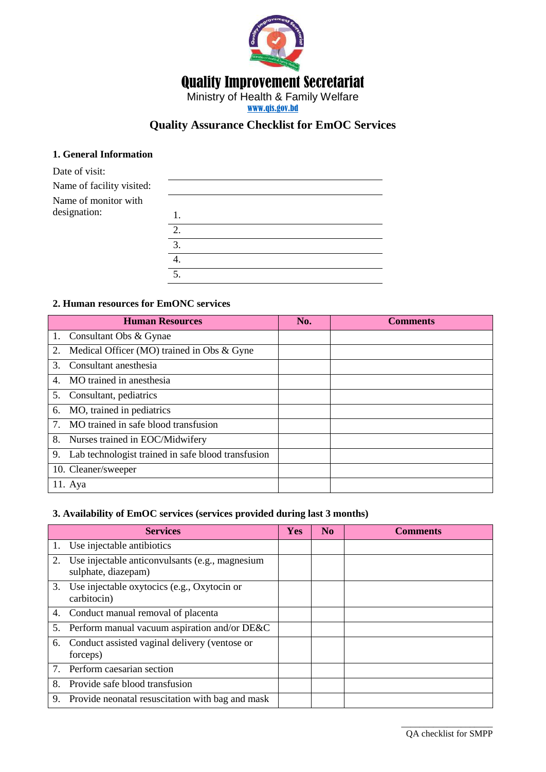# Quality Improvement Secretariat

Ministry of Health & Family Welfare

www.qis.gov.bd

## Quality Assurance Checklist for EmOC Services

### 1. General Information

Date of visit: ____________________

Name of facility visited: ____________________

Name of monitor with designation:

1. ____________________
2. ____________________
3. ____________________
4. ____________________
5. ____________________

### 2. Human resources for EmONC services

| Human Resources | No. | Comments |
|---|---|---|
| 1. Consultant Obs & Gynae | | |
| 2. Medical Officer (MO) trained in Obs & Gyne | | |
| 3. Consultant anesthesia | | |
| 4. MO trained in anesthesia | | |
| 5. Consultant, pediatrics | | |
| 6. MO, trained in pediatrics | | |
| 7. MO trained in safe blood transfusion | | |
| 8. Nurses trained in EOC/Midwifery | | |
| 9. Lab technologist trained in safe blood transfusion | | |
| 10. Cleaner/sweeper | | |
| 11. Aya | | |

### 3. Availability of EmOC services (services provided during last 3 months)

| Services | Yes | No | Comments |
|---|---|---|---|
| 1. Use injectable antibiotics | | | |
| 2. Use injectable anticonvulsants (e.g., magnesium sulphate, diazepam) | | | |
| 3. Use injectable oxytocics (e.g., Oxytocin or carbitocin) | | | |
| 4. Conduct manual removal of placenta | | | |
| 5. Perform manual vacuum aspiration and/or DE&C | | | |
| 6. Conduct assisted vaginal delivery (ventose or forceps) | | | |
| 7. Perform caesarian section | | | |
| 8. Provide safe blood transfusion | | | |
| 9. Provide neonatal resuscitation with bag and mask | | | |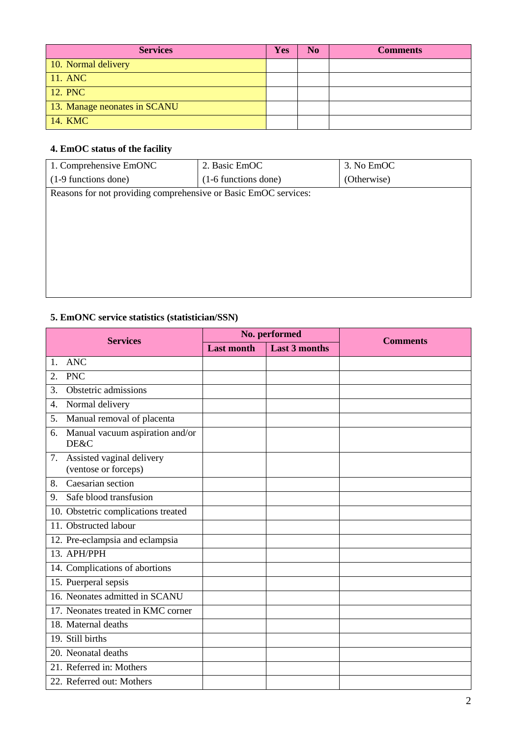| Services | Yes | No | Comments |
| --- | --- | --- | --- |
| 10. Normal delivery | | | |
| 11. ANC | | | |
| 12. PNC | | | |
| 13. Manage neonates in SCANU | | | |
| 14. KMC | | | |

### 4. EmOC status of the facility

| 1. Comprehensive EmONC (1-9 functions done) | 2. Basic EmOC (1-6 functions done) | 3. No EmOC (Otherwise) |
| --- | --- | --- |
| Reasons for not providing comprehensive or Basic EmOC services: | | |

### 5. EmONC service statistics (statistician/SSN)

| Services | No. performed | | Comments |
| --- | --- | --- | --- |
| | Last month | Last 3 months | |
| 1. ANC | | | |
| 2. PNC | | | |
| 3. Obstetric admissions | | | |
| 4. Normal delivery | | | |
| 5. Manual removal of placenta | | | |
| 6. Manual vacuum aspiration and/or DE&C | | | |
| 7. Assisted vaginal delivery (ventose or forceps) | | | |
| 8. Caesarian section | | | |
| 9. Safe blood transfusion | | | |
| 10. Obstetric complications treated | | | |
| 11. Obstructed labour | | | |
| 12. Pre-eclampsia and eclampsia | | | |
| 13. APH/PPH | | | |
| 14. Complications of abortions | | | |
| 15. Puerperal sepsis | | | |
| 16. Neonates admitted in SCANU | | | |
| 17. Neonates treated in KMC corner | | | |
| 18. Maternal deaths | | | |
| 19. Still births | | | |
| 20. Neonatal deaths | | | |
| 21. Referred in: Mothers | | | |
| 22. Referred out: Mothers | | | |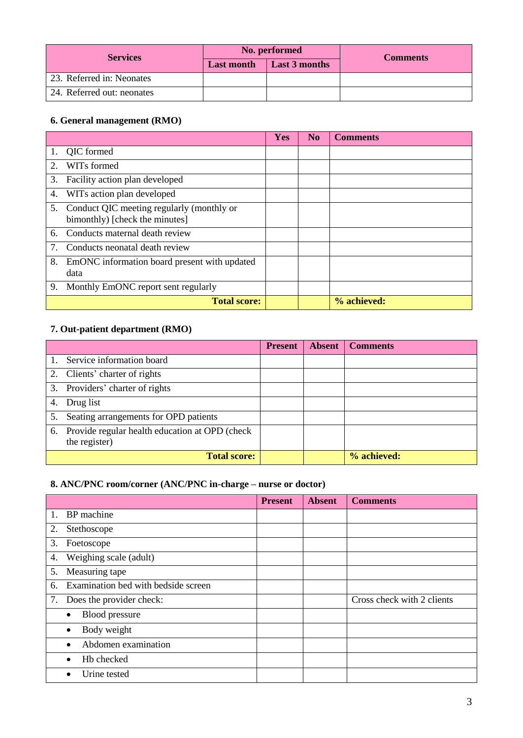| Services | No. performed | | Comments |
|---|---|---|---|
| | Last month | Last 3 months | |
| 23. Referred in: Neonates | | | |
| 24. Referred out: neonates | | | |

### 6. General management (RMO)

| | Yes | No | Comments |
|---|---|---|---|
| 1. QIC formed | | | |
| 2. WITs formed | | | |
| 3. Facility action plan developed | | | |
| 4. WITs action plan developed | | | |
| 5. Conduct QIC meeting regularly (monthly or bimonthly) [check the minutes] | | | |
| 6. Conducts maternal death review | | | |
| 7. Conducts neonatal death review | | | |
| 8. EmONC information board present with updated data | | | |
| 9. Monthly EmONC report sent regularly | | | |
| **Total score:** | | | **% achieved:** |

### 7. Out-patient department (RMO)

| | Present | Absent | Comments |
|---|---|---|---|
| 1. Service information board | | | |
| 2. Clients' charter of rights | | | |
| 3. Providers' charter of rights | | | |
| 4. Drug list | | | |
| 5. Seating arrangements for OPD patients | | | |
| 6. Provide regular health education at OPD (check the register) | | | |
| **Total score:** | | | **% achieved:** |

### 8. ANC/PNC room/corner (ANC/PNC in-charge – nurse or doctor)

| | Present | Absent | Comments |
|---|---|---|---|
| 1. BP machine | | | |
| 2. Stethoscope | | | |
| 3. Foetoscope | | | |
| 4. Weighing scale (adult) | | | |
| 5. Measuring tape | | | |
| 6. Examination bed with bedside screen | | | |
| 7. Does the provider check: | | | Cross check with 2 clients |
| • Blood pressure | | | |
| • Body weight | | | |
| • Abdomen examination | | | |
| • Hb checked | | | |
| • Urine tested | | | |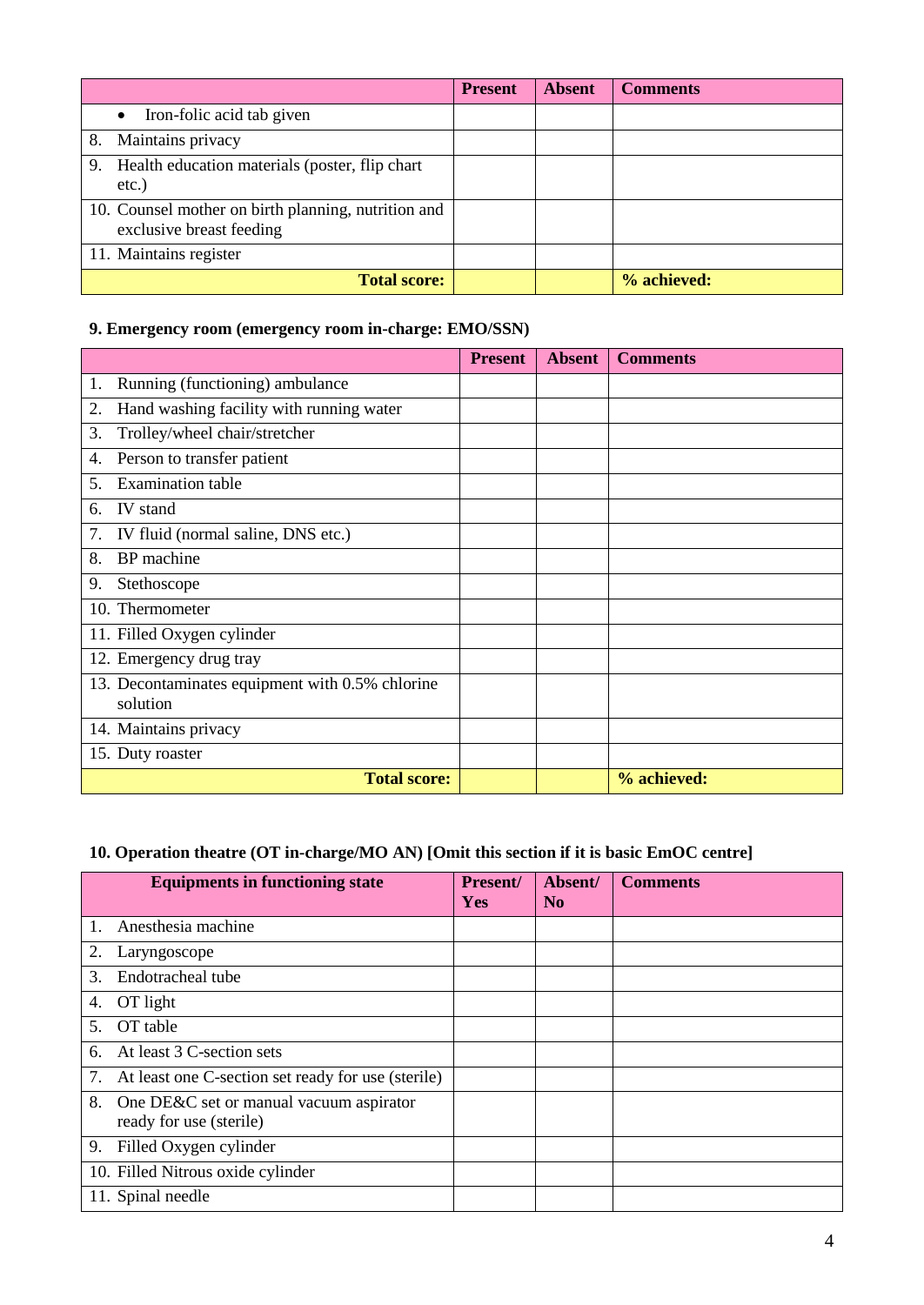| | Present | Absent | Comments |
|---|---|---|---|
| • Iron-folic acid tab given | | | |
| 8. Maintains privacy | | | |
| 9. Health education materials (poster, flip chart etc.) | | | |
| 10. Counsel mother on birth planning, nutrition and exclusive breast feeding | | | |
| 11. Maintains register | | | |
| **Total score:** | | | **% achieved:** |

### 9. Emergency room (emergency room in-charge: EMO/SSN)

| | Present | Absent | Comments |
|---|---|---|---|
| 1. Running (functioning) ambulance | | | |
| 2. Hand washing facility with running water | | | |
| 3. Trolley/wheel chair/stretcher | | | |
| 4. Person to transfer patient | | | |
| 5. Examination table | | | |
| 6. IV stand | | | |
| 7. IV fluid (normal saline, DNS etc.) | | | |
| 8. BP machine | | | |
| 9. Stethoscope | | | |
| 10. Thermometer | | | |
| 11. Filled Oxygen cylinder | | | |
| 12. Emergency drug tray | | | |
| 13. Decontaminates equipment with 0.5% chlorine solution | | | |
| 14. Maintains privacy | | | |
| 15. Duty roaster | | | |
| **Total score:** | | | **% achieved:** |

### 10. Operation theatre (OT in-charge/MO AN) [Omit this section if it is basic EmOC centre]

| Equipments in functioning state | Present/ Yes | Absent/ No | Comments |
|---|---|---|---|
| 1. Anesthesia machine | | | |
| 2. Laryngoscope | | | |
| 3. Endotracheal tube | | | |
| 4. OT light | | | |
| 5. OT table | | | |
| 6. At least 3 C-section sets | | | |
| 7. At least one C-section set ready for use (sterile) | | | |
| 8. One DE&C set or manual vacuum aspirator ready for use (sterile) | | | |
| 9. Filled Oxygen cylinder | | | |
| 10. Filled Nitrous oxide cylinder | | | |
| 11. Spinal needle | | | |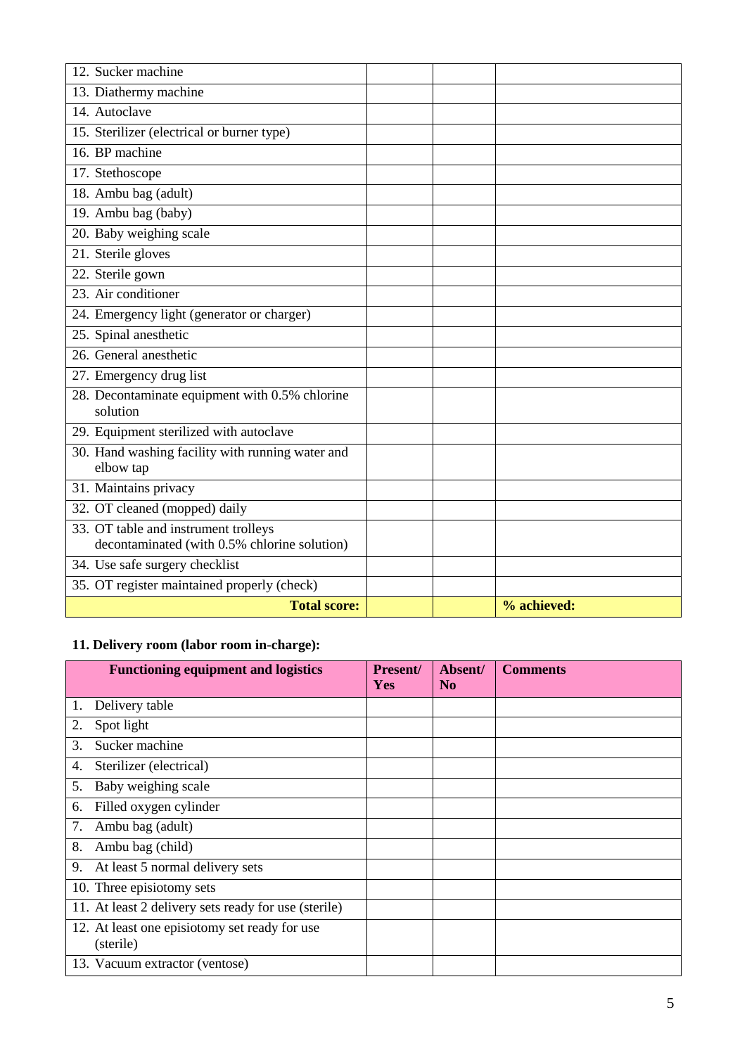| | | | |
|---|---|---|---|
| 12. Sucker machine | | | |
| 13. Diathermy machine | | | |
| 14. Autoclave | | | |
| 15. Sterilizer (electrical or burner type) | | | |
| 16. BP machine | | | |
| 17. Stethoscope | | | |
| 18. Ambu bag (adult) | | | |
| 19. Ambu bag (baby) | | | |
| 20. Baby weighing scale | | | |
| 21. Sterile gloves | | | |
| 22. Sterile gown | | | |
| 23. Air conditioner | | | |
| 24. Emergency light (generator or charger) | | | |
| 25. Spinal anesthetic | | | |
| 26. General anesthetic | | | |
| 27. Emergency drug list | | | |
| 28. Decontaminate equipment with 0.5% chlorine solution | | | |
| 29. Equipment sterilized with autoclave | | | |
| 30. Hand washing facility with running water and elbow tap | | | |
| 31. Maintains privacy | | | |
| 32. OT cleaned (mopped) daily | | | |
| 33. OT table and instrument trolleys decontaminated (with 0.5% chlorine solution) | | | |
| 34. Use safe surgery checklist | | | |
| 35. OT register maintained properly (check) | | | |
| **Total score:** | | | **% achieved:** |

### 11. Delivery room (labor room in-charge):

| Functioning equipment and logistics | Present/ Yes | Absent/ No | Comments |
|---|---|---|---|
| 1. Delivery table | | | |
| 2. Spot light | | | |
| 3. Sucker machine | | | |
| 4. Sterilizer (electrical) | | | |
| 5. Baby weighing scale | | | |
| 6. Filled oxygen cylinder | | | |
| 7. Ambu bag (adult) | | | |
| 8. Ambu bag (child) | | | |
| 9. At least 5 normal delivery sets | | | |
| 10. Three episiotomy sets | | | |
| 11. At least 2 delivery sets ready for use (sterile) | | | |
| 12. At least one episiotomy set ready for use (sterile) | | | |
| 13. Vacuum extractor (ventose) | | | |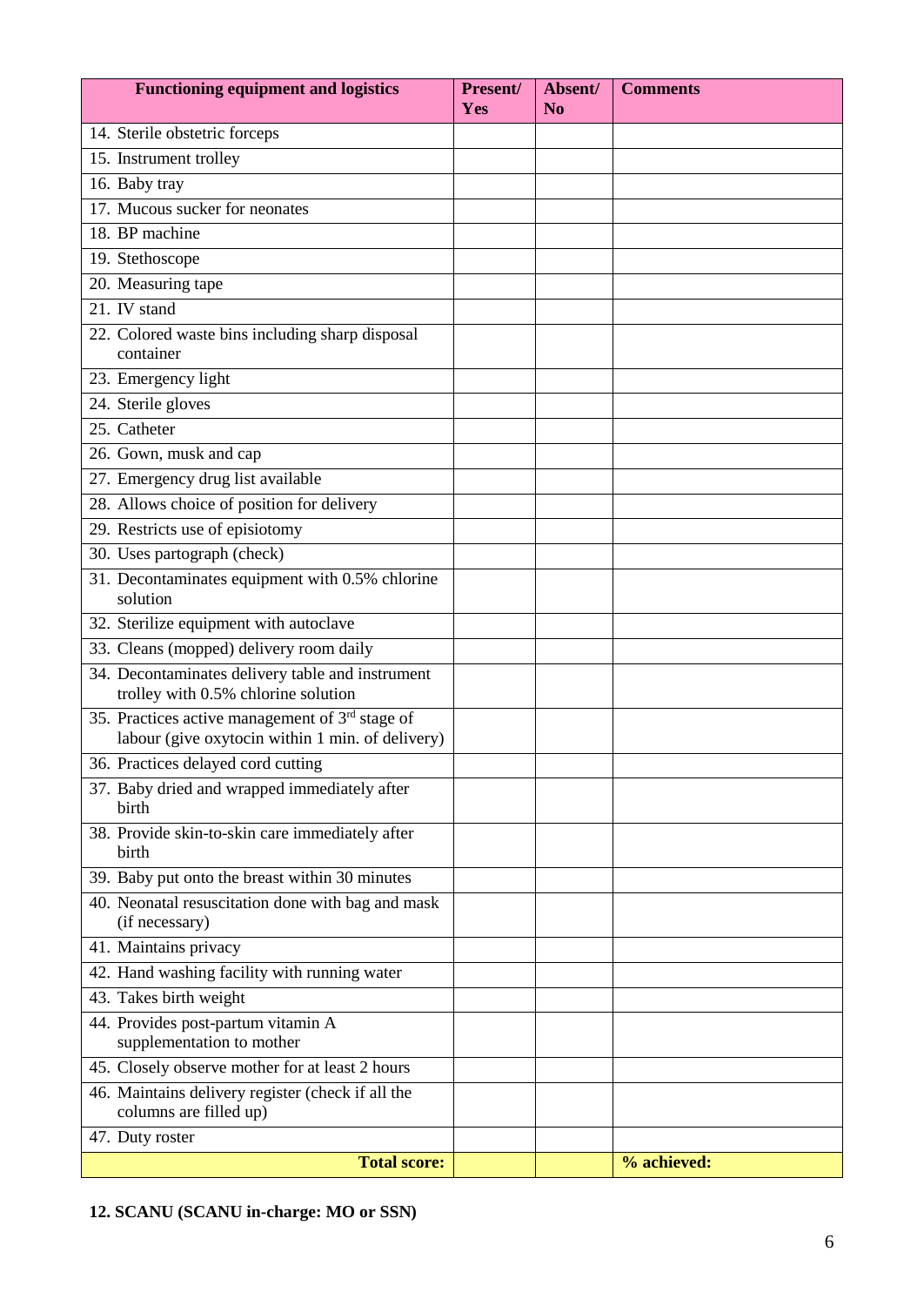| Functioning equipment and logistics | Present/ Yes | Absent/ No | Comments |
|---|---|---|---|
| 14. Sterile obstetric forceps | | | |
| 15. Instrument trolley | | | |
| 16. Baby tray | | | |
| 17. Mucous sucker for neonates | | | |
| 18. BP machine | | | |
| 19. Stethoscope | | | |
| 20. Measuring tape | | | |
| 21. IV stand | | | |
| 22. Colored waste bins including sharp disposal container | | | |
| 23. Emergency light | | | |
| 24. Sterile gloves | | | |
| 25. Catheter | | | |
| 26. Gown, musk and cap | | | |
| 27. Emergency drug list available | | | |
| 28. Allows choice of position for delivery | | | |
| 29. Restricts use of episiotomy | | | |
| 30. Uses partograph (check) | | | |
| 31. Decontaminates equipment with 0.5% chlorine solution | | | |
| 32. Sterilize equipment with autoclave | | | |
| 33. Cleans (mopped) delivery room daily | | | |
| 34. Decontaminates delivery table and instrument trolley with 0.5% chlorine solution | | | |
| 35. Practices active management of 3rd stage of labour (give oxytocin within 1 min. of delivery) | | | |
| 36. Practices delayed cord cutting | | | |
| 37. Baby dried and wrapped immediately after birth | | | |
| 38. Provide skin-to-skin care immediately after birth | | | |
| 39. Baby put onto the breast within 30 minutes | | | |
| 40. Neonatal resuscitation done with bag and mask (if necessary) | | | |
| 41. Maintains privacy | | | |
| 42. Hand washing facility with running water | | | |
| 43. Takes birth weight | | | |
| 44. Provides post-partum vitamin A supplementation to mother | | | |
| 45. Closely observe mother for at least 2 hours | | | |
| 46. Maintains delivery register (check if all the columns are filled up) | | | |
| 47. Duty roster | | | |
| **Total score:** | | | **% achieved:** |

**12. SCANU (SCANU in-charge: MO or SSN)**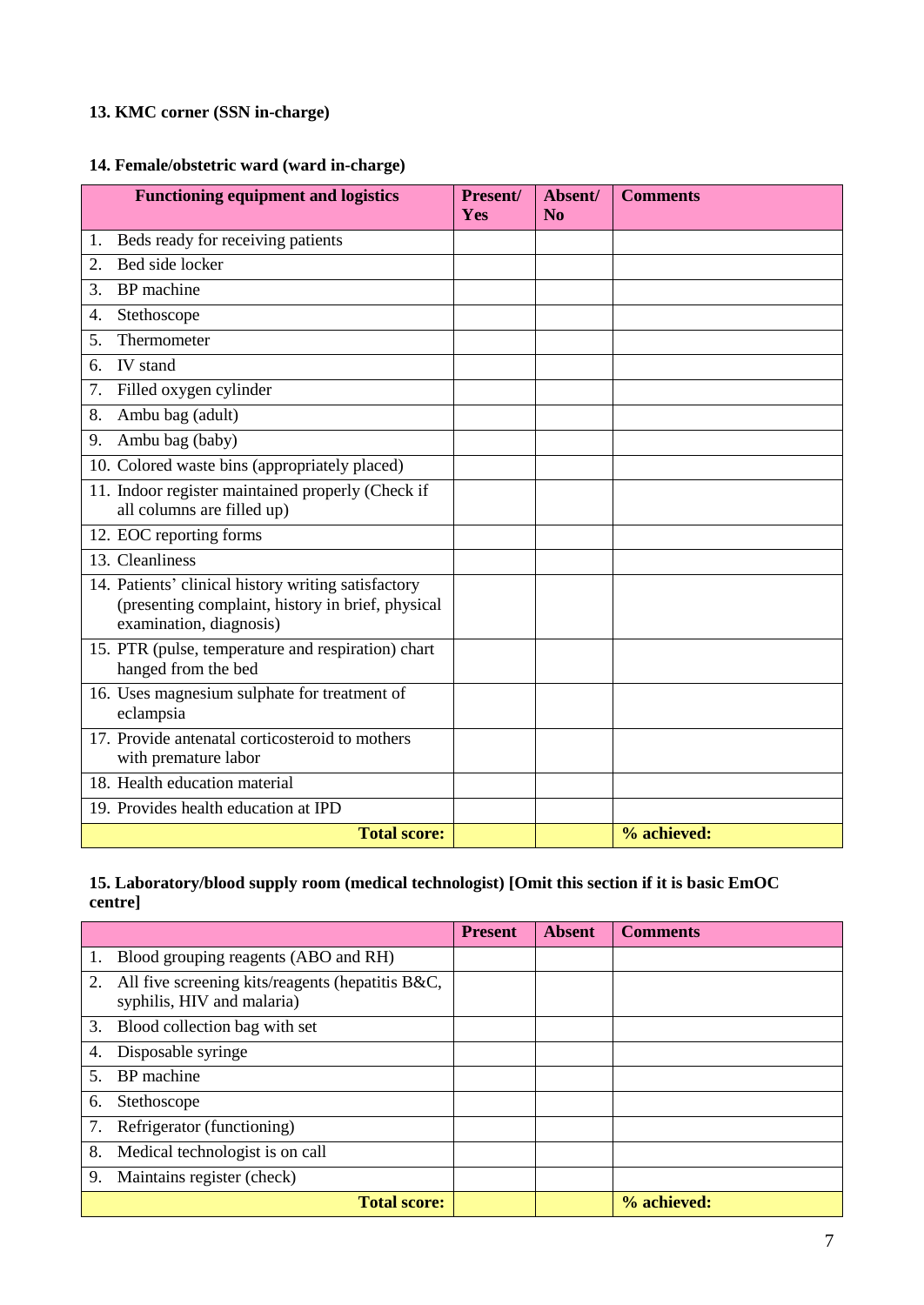### 13. KMC corner (SSN in-charge)

### 14. Female/obstetric ward (ward in-charge)

| Functioning equipment and logistics | Present/ Yes | Absent/ No | Comments |
|---|---|---|---|
| 1. Beds ready for receiving patients | | | |
| 2. Bed side locker | | | |
| 3. BP machine | | | |
| 4. Stethoscope | | | |
| 5. Thermometer | | | |
| 6. IV stand | | | |
| 7. Filled oxygen cylinder | | | |
| 8. Ambu bag (adult) | | | |
| 9. Ambu bag (baby) | | | |
| 10. Colored waste bins (appropriately placed) | | | |
| 11. Indoor register maintained properly (Check if all columns are filled up) | | | |
| 12. EOC reporting forms | | | |
| 13. Cleanliness | | | |
| 14. Patients' clinical history writing satisfactory (presenting complaint, history in brief, physical examination, diagnosis) | | | |
| 15. PTR (pulse, temperature and respiration) chart hanged from the bed | | | |
| 16. Uses magnesium sulphate for treatment of eclampsia | | | |
| 17. Provide antenatal corticosteroid to mothers with premature labor | | | |
| 18. Health education material | | | |
| 19. Provides health education at IPD | | | |
| **Total score:** | | | **% achieved:** |

### 15. Laboratory/blood supply room (medical technologist) [Omit this section if it is basic EmOC centre]

| | Present | Absent | Comments |
|---|---|---|---|
| 1. Blood grouping reagents (ABO and RH) | | | |
| 2. All five screening kits/reagents (hepatitis B&C, syphilis, HIV and malaria) | | | |
| 3. Blood collection bag with set | | | |
| 4. Disposable syringe | | | |
| 5. BP machine | | | |
| 6. Stethoscope | | | |
| 7. Refrigerator (functioning) | | | |
| 8. Medical technologist is on call | | | |
| 9. Maintains register (check) | | | |
| **Total score:** | | | **% achieved:** |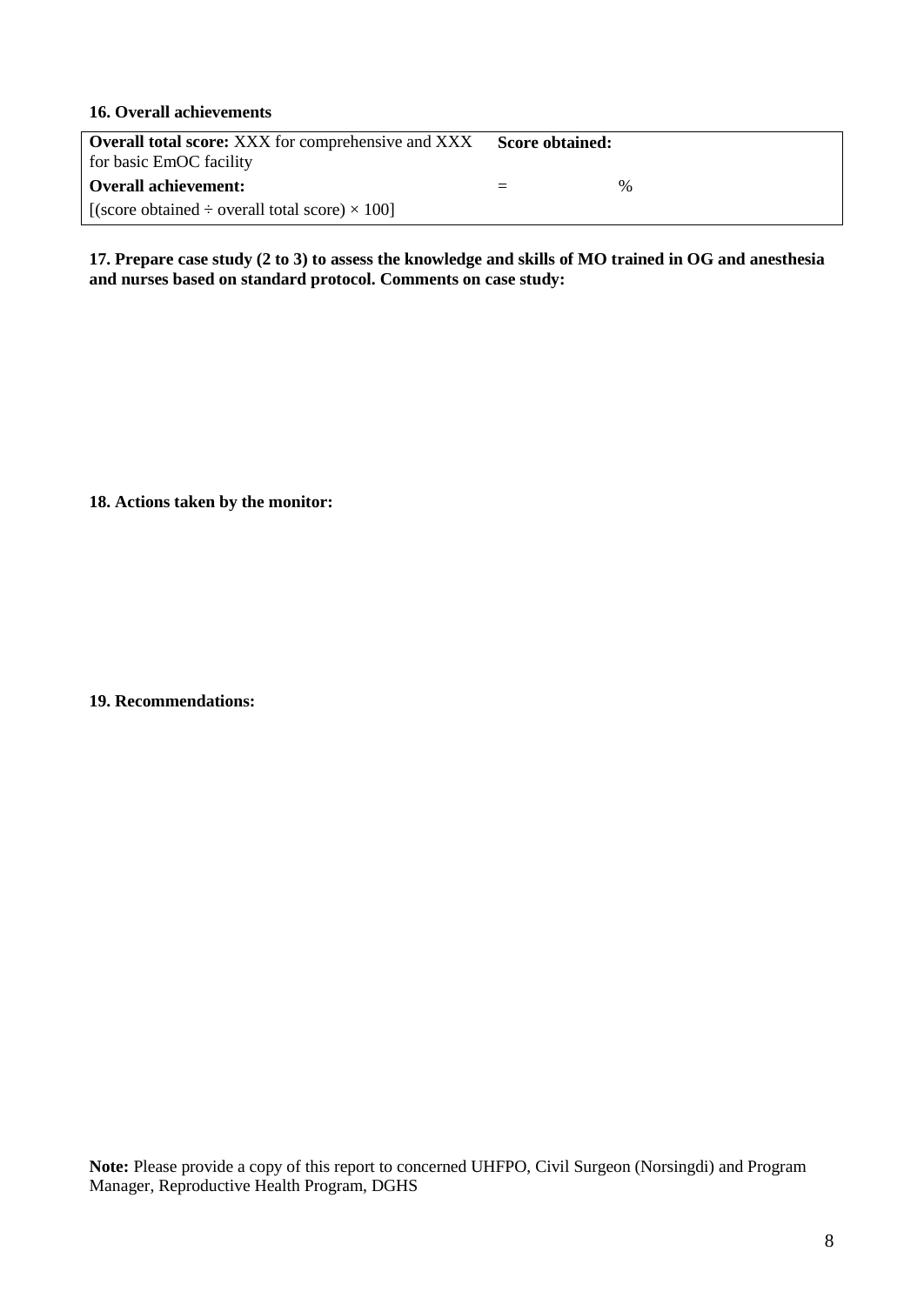**16. Overall achievements**

| | |
|---|---|
| **Overall total score:** XXX for comprehensive and XXX for basic EmOC facility | **Score obtained:** |
| **Overall achievement:** [(score obtained ÷ overall total score) × 100] | = % |

**17. Prepare case study (2 to 3) to assess the knowledge and skills of MO trained in OG and anesthesia and nurses based on standard protocol. Comments on case study:**

**18. Actions taken by the monitor:**

**19. Recommendations:**

**Note:** Please provide a copy of this report to concerned UHFPO, Civil Surgeon (Norsingdi) and Program Manager, Reproductive Health Program, DGHS